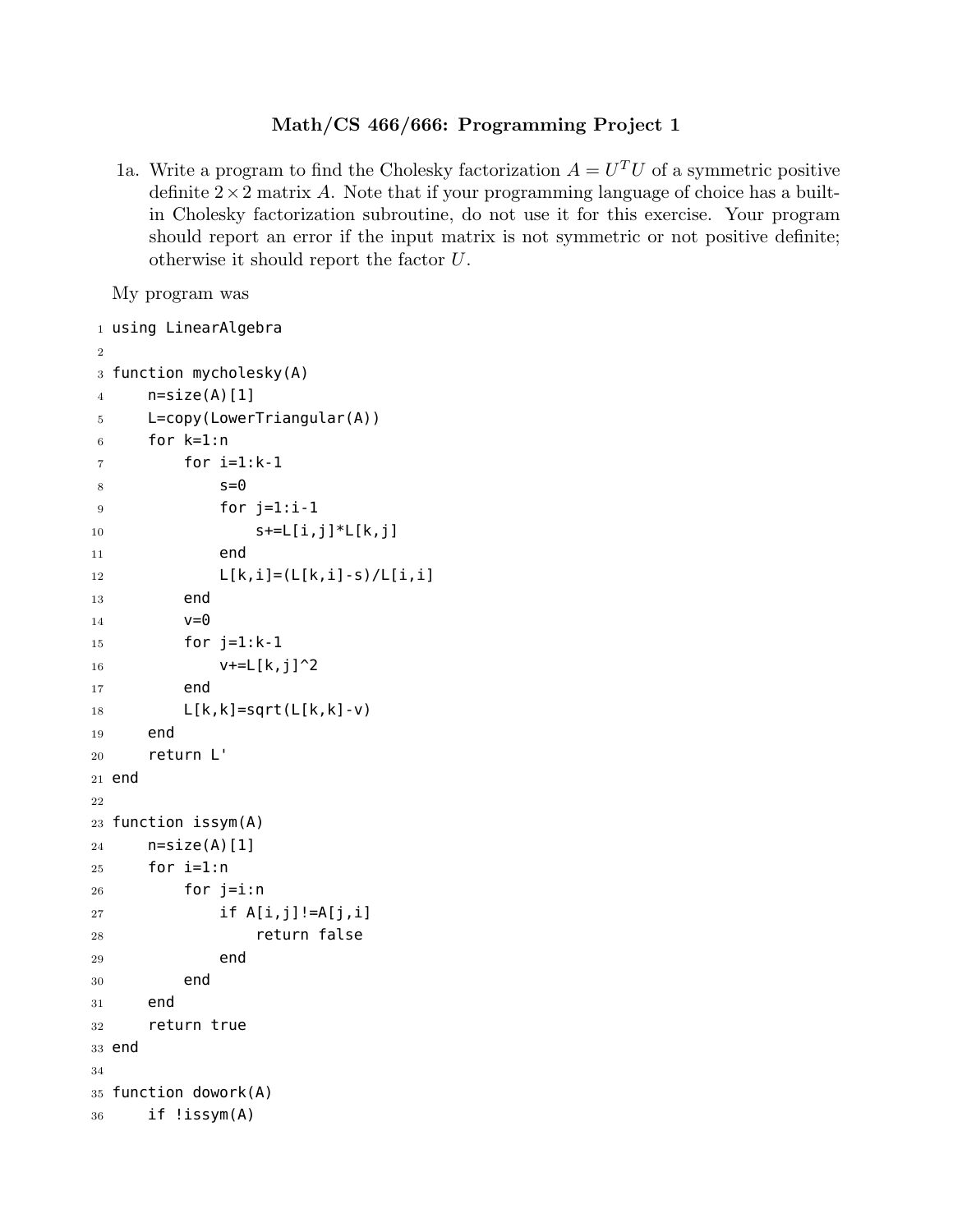# Math/CS 466/666: Programming Project 1

1a. Write a program to find the Cholesky factorization $A = U^T U$ of a symmetric positive definite $2\times 2$ matrix $A$. Note that if your programming language of choice has a built-in Cholesky factorization subroutine, do not use it for this exercise. Your program should report an error if the input matrix is not symmetric or not positive definite; otherwise it should report the factor $U$.

My program was

```
using LinearAlgebra

function mycholesky(A)
    n=size(A)[1]
    L=copy(LowerTriangular(A))
    for k=1:n
        for i=1:k-1
            s=0
            for j=1:i-1
                s+=L[i,j]*L[k,j]
            end
            L[k,i]=(L[k,i]-s)/L[i,i]
        end
        v=0
        for j=1:k-1
            v+=L[k,j]^2
        end
        L[k,k]=sqrt(L[k,k]-v)
    end
    return L'
end

function issym(A)
    n=size(A)[1]
    for i=1:n
        for j=i:n
            if A[i,j]!=A[j,i]
                return false
            end
        end
    end
    return true
end

function dowork(A)
    if !issym(A)
```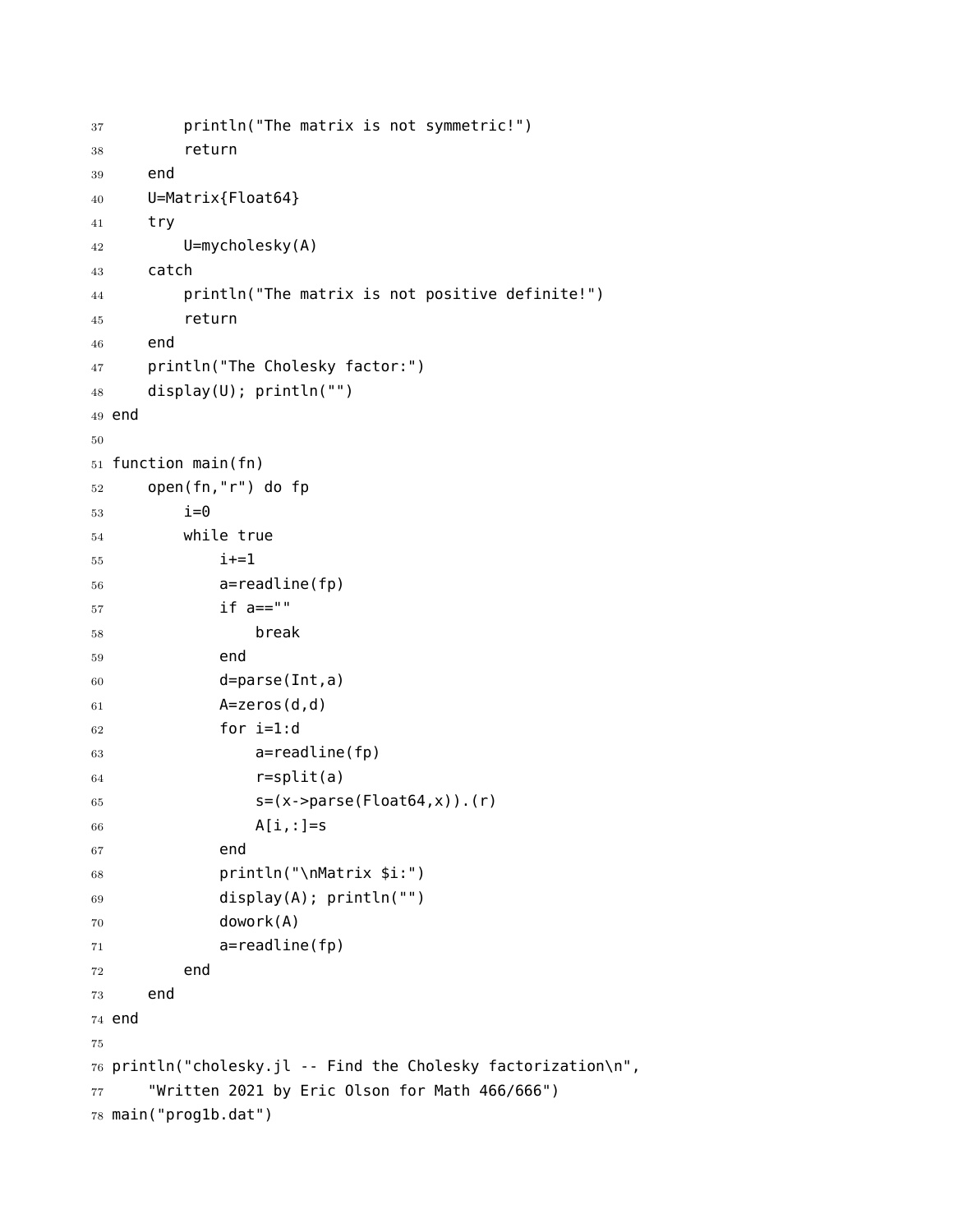```
        println("The matrix is not symmetric!")
        return
    end
    U=Matrix{Float64}
    try
        U=mycholesky(A)
    catch
        println("The matrix is not positive definite!")
        return
    end
    println("The Cholesky factor:")
    display(U); println("")
end

function main(fn)
    open(fn,"r") do fp
        i=0
        while true
            i+=1
            a=readline(fp)
            if a==""
                break
            end
            d=parse(Int,a)
            A=zeros(d,d)
            for i=1:d
                a=readline(fp)
                r=split(a)
                s=(x->parse(Float64,x)).(r)
                A[i,:]=s
            end
            println("\nMatrix $i:")
            display(A); println("")
            dowork(A)
            a=readline(fp)
        end
    end
end

println("cholesky.jl -- Find the Cholesky factorization\n",
    "Written 2021 by Eric Olson for Math 466/666")
main("prog1b.dat")
```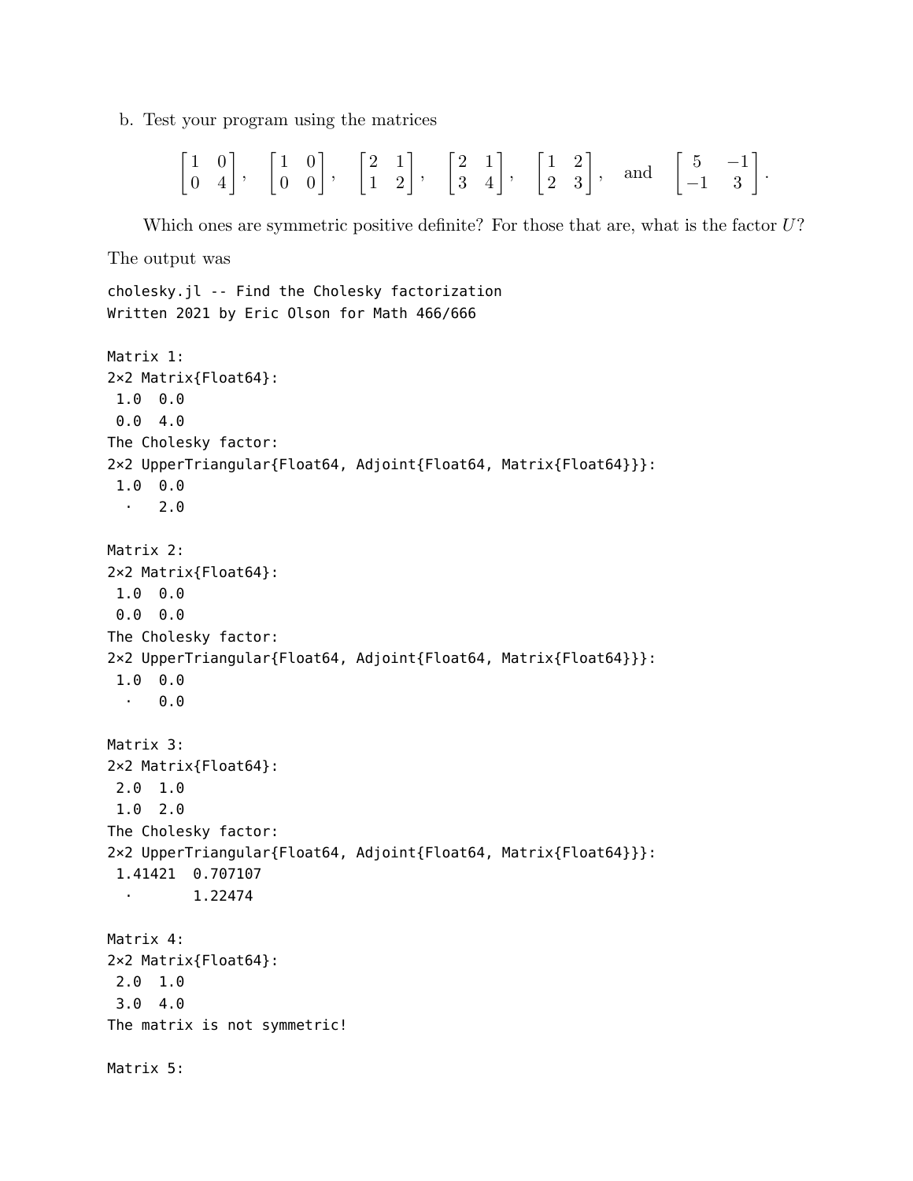b. Test your program using the matrices

$$\begin{bmatrix} 1 & 0 \\ 0 & 4 \end{bmatrix}, \quad \begin{bmatrix} 1 & 0 \\ 0 & 0 \end{bmatrix}, \quad \begin{bmatrix} 2 & 1 \\ 1 & 2 \end{bmatrix}, \quad \begin{bmatrix} 2 & 1 \\ 3 & 4 \end{bmatrix}, \quad \begin{bmatrix} 1 & 2 \\ 2 & 3 \end{bmatrix}, \quad \text{and} \quad \begin{bmatrix} 5 & -1 \\ -1 & 3 \end{bmatrix}.$$

Which ones are symmetric positive definite? For those that are, what is the factor $U$?

The output was

```
cholesky.jl -- Find the Cholesky factorization
Written 2021 by Eric Olson for Math 466/666

Matrix 1:
2×2 Matrix{Float64}:
 1.0  0.0
 0.0  4.0
The Cholesky factor:
2×2 UpperTriangular{Float64, Adjoint{Float64, Matrix{Float64}}}:
 1.0  0.0
  ⋅   2.0

Matrix 2:
2×2 Matrix{Float64}:
 1.0  0.0
 0.0  0.0
The Cholesky factor:
2×2 UpperTriangular{Float64, Adjoint{Float64, Matrix{Float64}}}:
 1.0  0.0
  ⋅   0.0

Matrix 3:
2×2 Matrix{Float64}:
 2.0  1.0
 1.0  2.0
The Cholesky factor:
2×2 UpperTriangular{Float64, Adjoint{Float64, Matrix{Float64}}}:
 1.41421  0.707107
  ⋅       1.22474

Matrix 4:
2×2 Matrix{Float64}:
 2.0  1.0
 3.0  4.0
The matrix is not symmetric!

Matrix 5:
```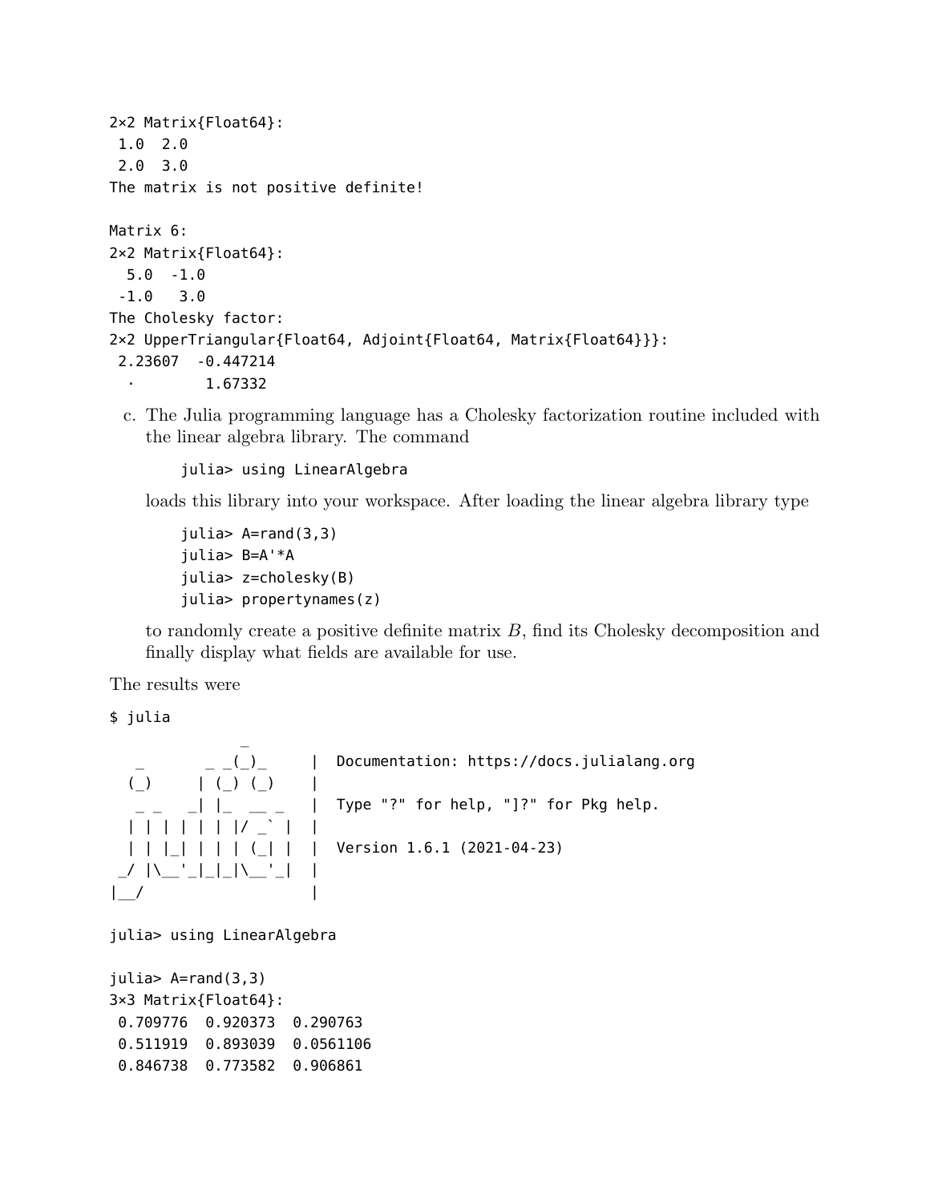```
2×2 Matrix{Float64}:
 1.0  2.0
 2.0  3.0
The matrix is not positive definite!

Matrix 6:
2×2 Matrix{Float64}:
  5.0  -1.0
 -1.0   3.0
The Cholesky factor:
2×2 UpperTriangular{Float64, Adjoint{Float64, Matrix{Float64}}}:
 2.23607  -0.447214
  ⋅        1.67332
```

c. The Julia programming language has a Cholesky factorization routine included with the linear algebra library. The command

```
julia> using LinearAlgebra
```

loads this library into your workspace. After loading the linear algebra library type

```
julia> A=rand(3,3)
julia> B=A'*A
julia> z=cholesky(B)
julia> propertynames(z)
```

to randomly create a positive definite matrix $B$, find its Cholesky decomposition and finally display what fields are available for use.

The results were

```
$ julia
               _
   _       _ _(_)_     |  Documentation: https://docs.julialang.org
  (_)     | (_) (_)    |
   _ _   _| |_  __ _   |  Type "?" for help, "]?" for Pkg help.
  | | | | | | |/ _` |  |
  | | |_| | | | (_| |  |  Version 1.6.1 (2021-04-23)
 _/ |\__'_|_|_|\__'_|  |
|__/                   |

julia> using LinearAlgebra

julia> A=rand(3,3)
3×3 Matrix{Float64}:
 0.709776  0.920373  0.290763
 0.511919  0.893039  0.0561106
 0.846738  0.773582  0.906861
```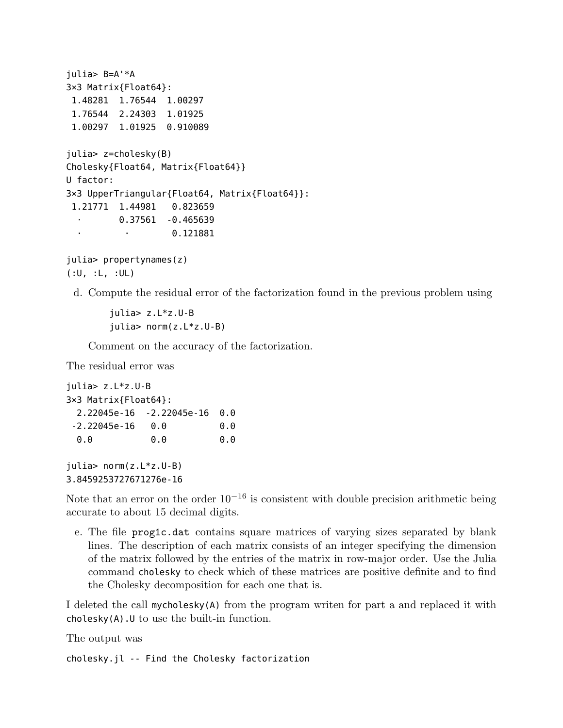```
julia> B=A'*A
3×3 Matrix{Float64}:
 1.48281  1.76544  1.00297
 1.76544  2.24303  1.01925
 1.00297  1.01925  0.910089

julia> z=cholesky(B)
Cholesky{Float64, Matrix{Float64}}
U factor:
3×3 UpperTriangular{Float64, Matrix{Float64}}:
 1.21771  1.44981   0.823659
  ⋅       0.37561  -0.465639
  ⋅        ⋅        0.121881

julia> propertynames(z)
(:U, :L, :UL)
```

d. Compute the residual error of the factorization found in the previous problem using

```
julia> z.L*z.U-B
julia> norm(z.L*z.U-B)
```

Comment on the accuracy of the factorization.

The residual error was

```
julia> z.L*z.U-B
3×3 Matrix{Float64}:
  2.22045e-16  -2.22045e-16  0.0
 -2.22045e-16   0.0          0.0
  0.0           0.0          0.0

julia> norm(z.L*z.U-B)
3.8459253727671276e-16
```

Note that an error on the order $10^{-16}$ is consistent with double precision arithmetic being accurate to about 15 decimal digits.

e. The file `prog1c.dat` contains square matrices of varying sizes separated by blank lines. The description of each matrix consists of an integer specifying the dimension of the matrix followed by the entries of the matrix in row-major order. Use the Julia command `cholesky` to check which of these matrices are positive definite and to find the Cholesky decomposition for each one that is.

I deleted the call `mycholesky(A)` from the program writen for part a and replaced it with `cholesky(A).U` to use the built-in function.

The output was

```
cholesky.jl -- Find the Cholesky factorization
```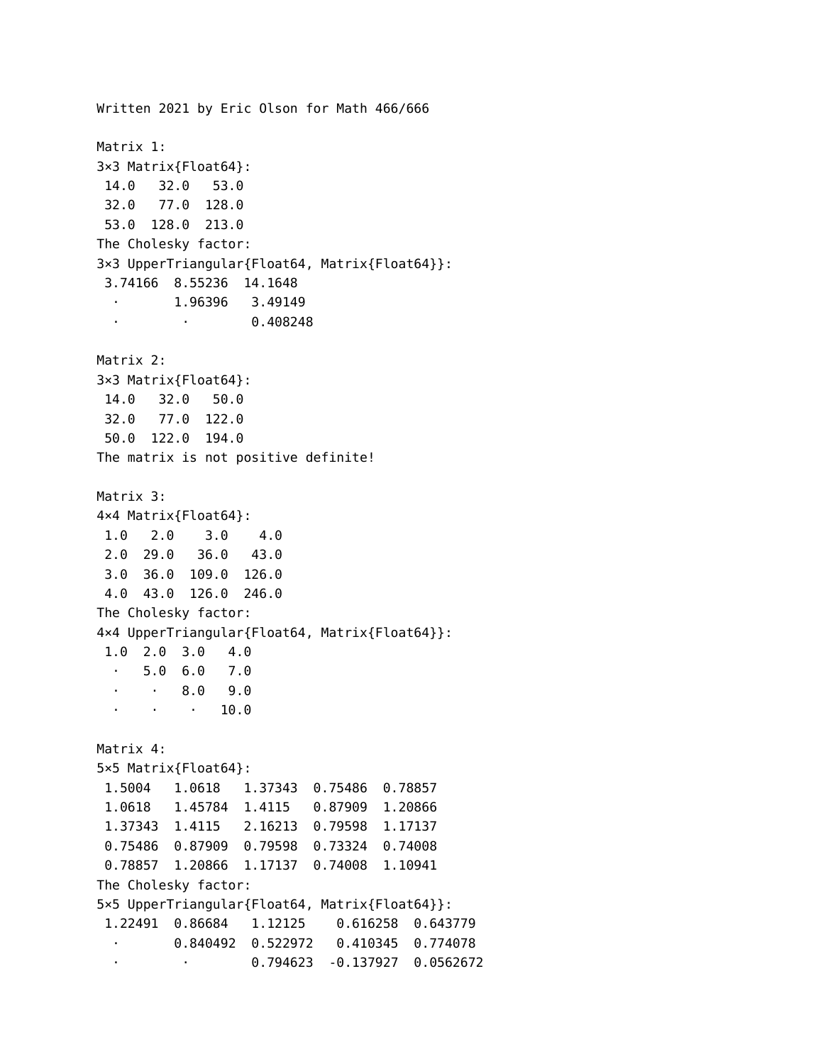```
Written 2021 by Eric Olson for Math 466/666

Matrix 1:
3×3 Matrix{Float64}:
 14.0   32.0   53.0
 32.0   77.0  128.0
 53.0  128.0  213.0
The Cholesky factor:
3×3 UpperTriangular{Float64, Matrix{Float64}}:
 3.74166  8.55236  14.1648
  ⋅       1.96396   3.49149
  ⋅        ⋅        0.408248

Matrix 2:
3×3 Matrix{Float64}:
 14.0   32.0   50.0
 32.0   77.0  122.0
 50.0  122.0  194.0
The matrix is not positive definite!

Matrix 3:
4×4 Matrix{Float64}:
 1.0   2.0    3.0    4.0
 2.0  29.0   36.0   43.0
 3.0  36.0  109.0  126.0
 4.0  43.0  126.0  246.0
The Cholesky factor:
4×4 UpperTriangular{Float64, Matrix{Float64}}:
 1.0  2.0  3.0   4.0
  ⋅   5.0  6.0   7.0
  ⋅    ⋅   8.0   9.0
  ⋅    ⋅    ⋅   10.0

Matrix 4:
5×5 Matrix{Float64}:
 1.5004   1.0618   1.37343  0.75486  0.78857
 1.0618   1.45784  1.4115   0.87909  1.20866
 1.37343  1.4115   2.16213  0.79598  1.17137
 0.75486  0.87909  0.79598  0.73324  0.74008
 0.78857  1.20866  1.17137  0.74008  1.10941
The Cholesky factor:
5×5 UpperTriangular{Float64, Matrix{Float64}}:
 1.22491  0.86684   1.12125    0.616258  0.643779
  ⋅       0.840492  0.522972   0.410345  0.774078
  ⋅        ⋅        0.794623  -0.137927  0.0562672
```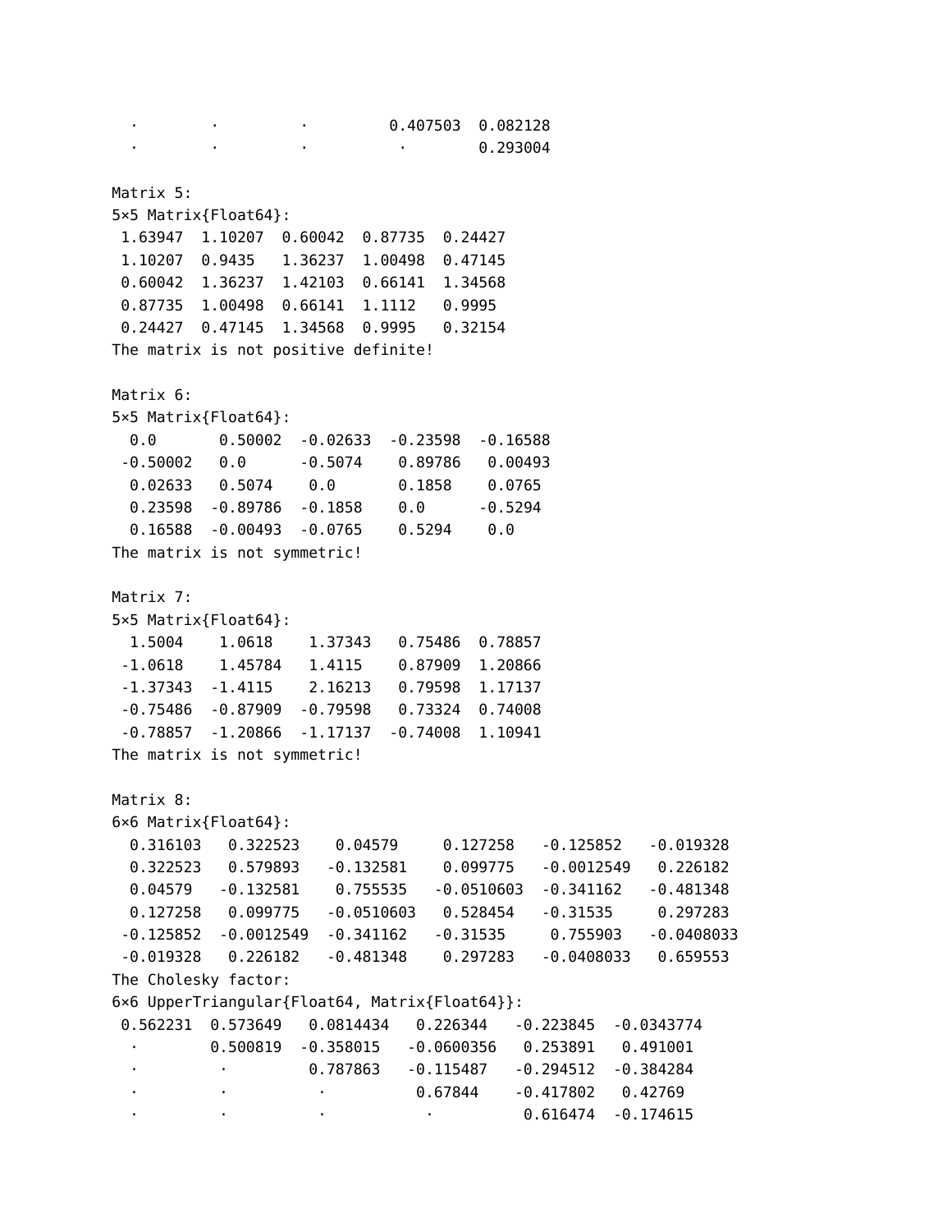```
  ⋅        ⋅         ⋅         0.407503  0.082128
  ⋅        ⋅         ⋅          ⋅        0.293004

Matrix 5:
5×5 Matrix{Float64}:
 1.63947  1.10207  0.60042  0.87735  0.24427
 1.10207  0.9435   1.36237  1.00498  0.47145
 0.60042  1.36237  1.42103  0.66141  1.34568
 0.87735  1.00498  0.66141  1.1112   0.9995
 0.24427  0.47145  1.34568  0.9995   0.32154
The matrix is not positive definite!

Matrix 6:
5×5 Matrix{Float64}:
  0.0       0.50002  -0.02633  -0.23598  -0.16588
 -0.50002   0.0      -0.5074    0.89786   0.00493
  0.02633   0.5074    0.0       0.1858    0.0765
  0.23598  -0.89786  -0.1858    0.0      -0.5294
  0.16588  -0.00493  -0.0765    0.5294    0.0
The matrix is not symmetric!

Matrix 7:
5×5 Matrix{Float64}:
  1.5004    1.0618    1.37343   0.75486  0.78857
 -1.0618    1.45784   1.4115    0.87909  1.20866
 -1.37343  -1.4115    2.16213   0.79598  1.17137
 -0.75486  -0.87909  -0.79598   0.73324  0.74008
 -0.78857  -1.20866  -1.17137  -0.74008  1.10941
The matrix is not symmetric!

Matrix 8:
6×6 Matrix{Float64}:
  0.316103   0.322523    0.04579     0.127258   -0.125852   -0.019328
  0.322523   0.579893   -0.132581    0.099775   -0.0012549   0.226182
  0.04579   -0.132581    0.755535   -0.0510603  -0.341162   -0.481348
  0.127258   0.099775   -0.0510603   0.528454   -0.31535     0.297283
 -0.125852  -0.0012549  -0.341162   -0.31535     0.755903   -0.0408033
 -0.019328   0.226182   -0.481348    0.297283   -0.0408033   0.659553
The Cholesky factor:
6×6 UpperTriangular{Float64, Matrix{Float64}}:
 0.562231  0.573649   0.0814434   0.226344   -0.223845  -0.0343774
  ⋅        0.500819  -0.358015   -0.0600356   0.253891   0.491001
  ⋅         ⋅         0.787863   -0.115487   -0.294512  -0.384284
  ⋅         ⋅          ⋅          0.67844    -0.417802   0.42769
  ⋅         ⋅          ⋅           ⋅          0.616474  -0.174615
```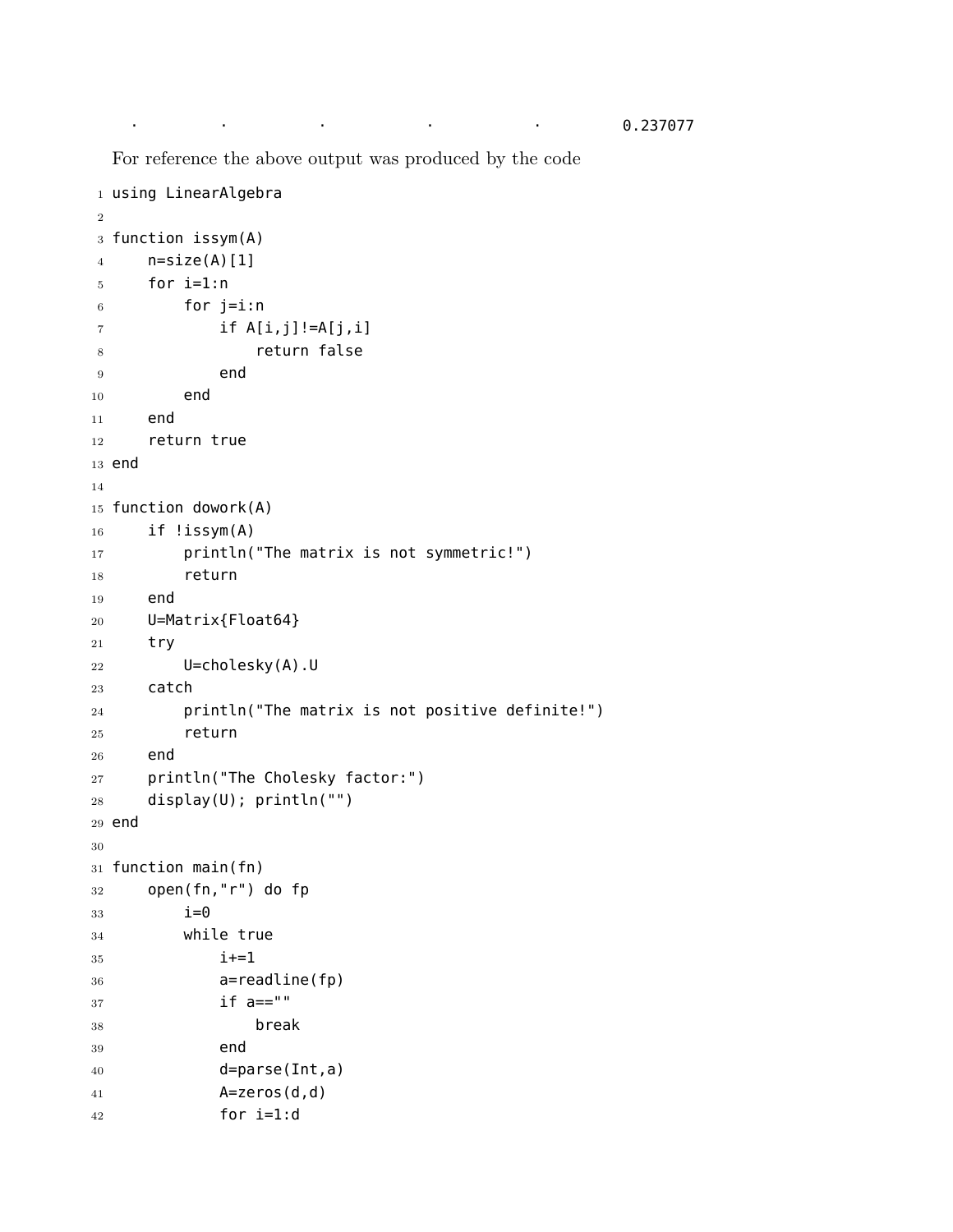```
    .          .          .          .          .          0.237077
```

For reference the above output was produced by the code

```
using LinearAlgebra

function issym(A)
    n=size(A)[1]
    for i=1:n
        for j=i:n
            if A[i,j]!=A[j,i]
                return false
            end
        end
    end
    return true
end

function dowork(A)
    if !issym(A)
        println("The matrix is not symmetric!")
        return
    end
    U=Matrix{Float64}
    try
        U=cholesky(A).U
    catch
        println("The matrix is not positive definite!")
        return
    end
    println("The Cholesky factor:")
    display(U); println("")
end

function main(fn)
    open(fn,"r") do fp
        i=0
        while true
            i+=1
            a=readline(fp)
            if a==""
                break
            end
            d=parse(Int,a)
            A=zeros(d,d)
            for i=1:d
```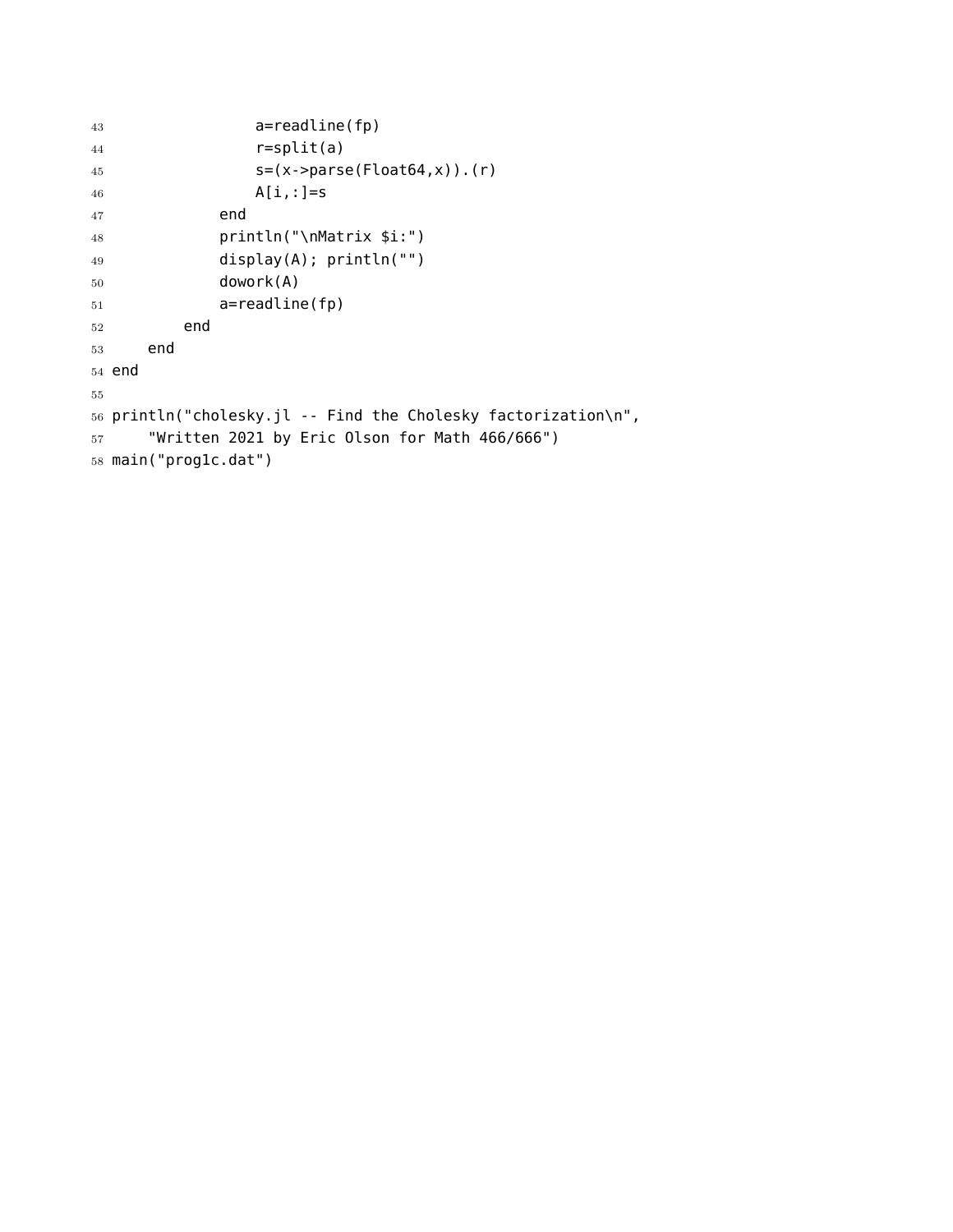```
43                a=readline(fp)
44                r=split(a)
45                s=(x->parse(Float64,x)).(r)
46                A[i,:]=s
47            end
48            println("\nMatrix $i:")
49            display(A); println("")
50            dowork(A)
51            a=readline(fp)
52        end
53    end
54 end
55
56 println("cholesky.jl -- Find the Cholesky factorization\n",
57     "Written 2021 by Eric Olson for Math 466/666")
58 main("prog1c.dat")
```